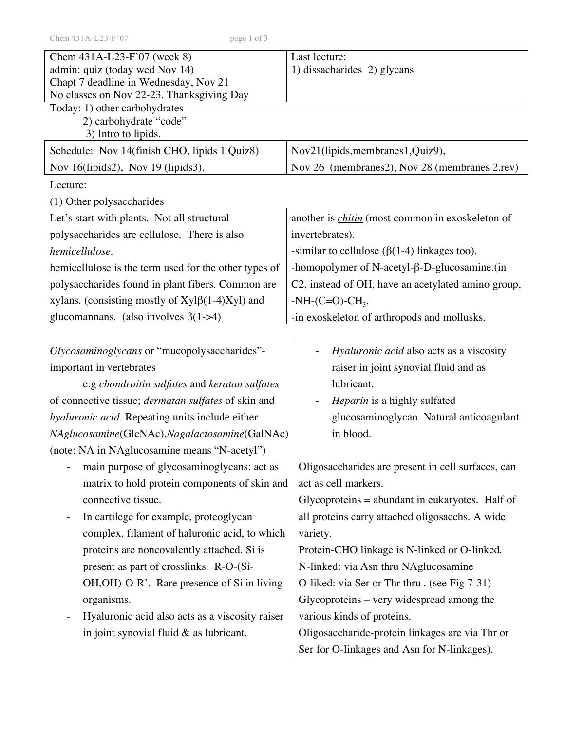| Chem 431A-L23-F'07 (week 8)<br>admin: quiz (today wed Nov 14)<br>Chapt 7 deadline in Wednesday, Nov 21<br>No classes on Nov 22-23. Thanksgiving Day | Last lecture:<br>1) dissacharides 2) glycans |
|---|---|

Today: 1) other carbohydrates
2) carbohydrate "code"
3) Intro to lipids.

| Schedule: Nov 14(finish CHO, lipids 1 Quiz8) | Nov21(lipids,membranes1,Quiz9), |
|---|---|
| Nov 16(lipids2), Nov 19 (lipids3), | Nov 26 (membranes2), Nov 28 (membranes 2,rev) |

Lecture:

(1) Other polysaccharides

Let's start with plants. Not all structural polysaccharides are cellulose. There is also *hemicellulose*.

hemicellulose is the term used for the other types of polysaccharides found in plant fibers. Common are xylans. (consisting mostly of Xyl$\beta$(1-4)Xyl) and glucomannans. (also involves $\beta$(1->4)

another is ***chitin*** (most common in exoskeleton of invertebrates).

-similar to cellulose ($\beta$(1-4) linkages too).

-homopolymer of N-acetyl-$\beta$-D-glucosamine.(in C2, instead of OH, have an acetylated amino group, -NH-(C=O)-$CH_3$.

-in exoskeleton of arthropods and mollusks.

*Glycosaminoglycans* or "mucopolysaccharides"- important in vertebrates

e.g *chondroitin sulfates* and *keratan sulfates* of connective tissue; *dermatan sulfates* of skin and *hyaluronic acid*. Repeating units include either *NAglucosamine*(GlcNAc),*Nagalactosamine*(GalNAc) (note: NA in NAglucosamine means "N-acetyl")

- main purpose of glycosaminoglycans: act as matrix to hold protein components of skin and connective tissue.
- In cartilege for example, proteoglycan complex, filament of haluronic acid, to which proteins are noncovalently attached. Si is present as part of crosslinks. R-O-(Si-OH,OH)-O-R'. Rare presence of Si in living organisms.
- Hyaluronic acid also acts as a viscosity raiser in joint synovial fluid & as lubricant.
- *Hyaluronic acid* also acts as a viscosity raiser in joint synovial fluid and as lubricant.
- *Heparin* is a highly sulfated glucosaminoglycan. Natural anticoagulant in blood.

Oligosaccharides are present in cell surfaces, can act as cell markers.

Glycoproteins = abundant in eukaryotes. Half of all proteins carry attached oligosacchs. A wide variety.

Protein-CHO linkage is N-linked or O-linked.

N-linked: via Asn thru NAglucosamine

O-liked: via Ser or Thr thru . (see Fig 7-31)

Glycoproteins – very widespread among the various kinds of proteins.

Oligosaccharide-protein linkages are via Thr or Ser for O-linkages and Asn for N-linkages).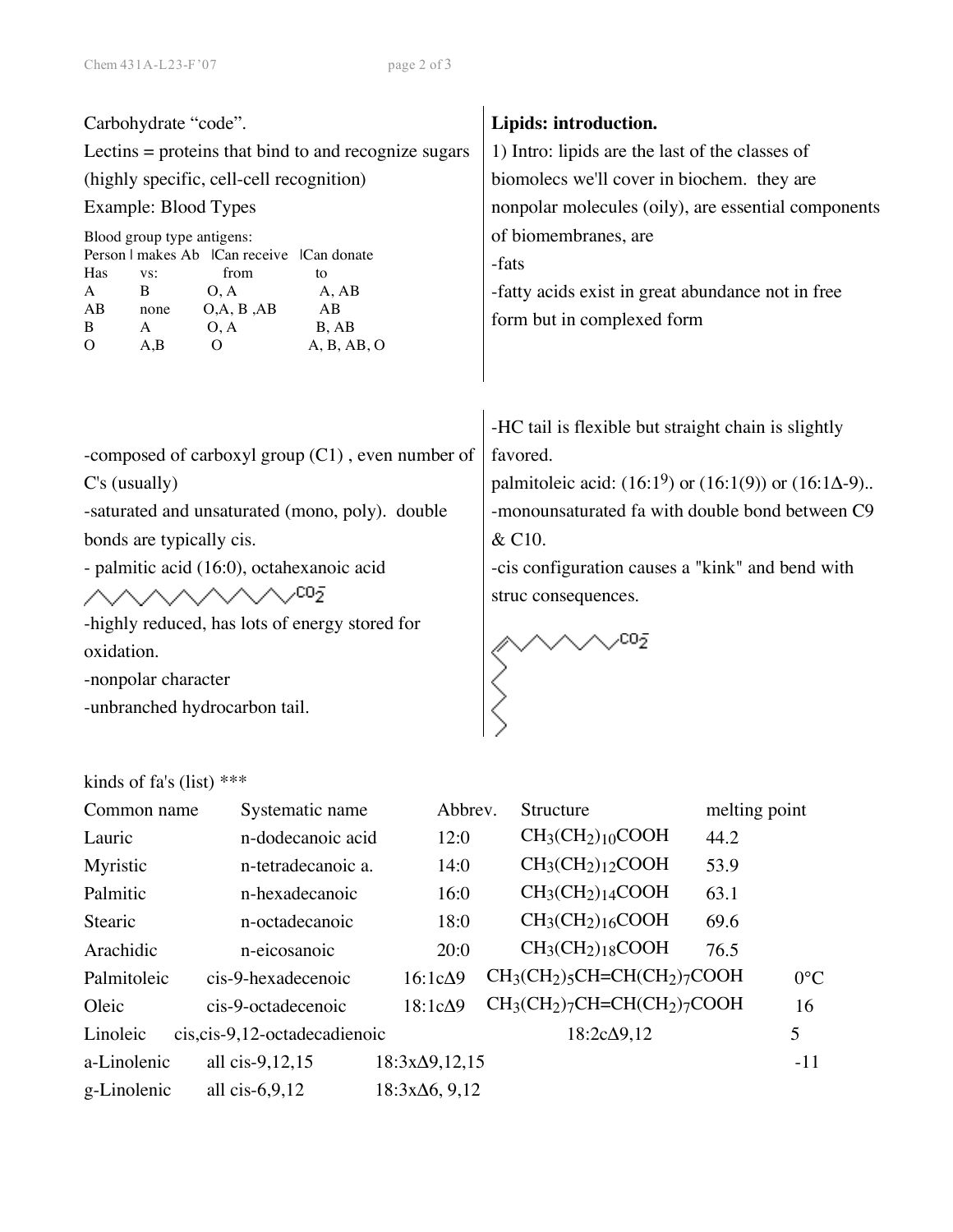Carbohydrate "code".

Lectins = proteins that bind to and recognize sugars (highly specific, cell-cell recognition)

Example: Blood Types

Blood group type antigens:

| Person Has | makes Ab vs: | Can receive from | Can donate to |
|---|---|---|---|
| A | B | O, A | A, AB |
| AB | none | O,A, B ,AB | AB |
| B | A | O, A | B, AB |
| O | A,B | O | A, B, AB, O |

**Lipids: introduction.**

1) Intro: lipids are the last of the classes of biomolecs we'll cover in biochem. they are nonpolar molecules (oily), are essential components of biomembranes, are

-fats

-fatty acids exist in great abundance not in free form but in complexed form

-composed of carboxyl group (C1) , even number of C's (usually)

-saturated and unsaturated (mono, poly). double bonds are typically cis.

- palmitic acid (16:0), octahexanoic acid

-highly reduced, has lots of energy stored for oxidation.

-nonpolar character

-unbranched hydrocarbon tail.

-HC tail is flexible but straight chain is slightly favored.

palmitoleic acid: ($16{:}1^9$) or (16:1(9)) or ($16{:}1\Delta$-9)..

-monounsaturated fa with double bond between C9 & C10.

-cis configuration causes a "kink" and bend with struc consequences.

kinds of fa's (list) ***

| Common name | Systematic name | Abbrev. | Structure | melting point |
|---|---|---|---|---|
| Lauric | n-dodecanoic acid | 12:0 | $CH_3(CH_2)_{10}COOH$ | 44.2 |
| Myristic | n-tetradecanoic a. | 14:0 | $CH_3(CH_2)_{12}COOH$ | 53.9 |
| Palmitic | n-hexadecanoic | 16:0 | $CH_3(CH_2)_{14}COOH$ | 63.1 |
| Stearic | n-octadecanoic | 18:0 | $CH_3(CH_2)_{16}COOH$ | 69.6 |
| Arachidic | n-eicosanoic | 20:0 | $CH_3(CH_2)_{18}COOH$ | 76.5 |
| Palmitoleic | cis-9-hexadecenoic | 16:1c$\Delta$9 | $CH_3(CH_2)_5CH{=}CH(CH_2)_7COOH$ | 0°C |
| Oleic | cis-9-octadecenoic | 18:1c$\Delta$9 | $CH_3(CH_2)_7CH{=}CH(CH_2)_7COOH$ | 16 |
| Linoleic | cis,cis-9,12-octadecadienoic | 18:2c$\Delta$9,12 | | 5 |
| a-Linolenic | all cis-9,12,15 | 18:3x$\Delta$9,12,15 | | -11 |
| g-Linolenic | all cis-6,9,12 | 18:3x$\Delta$6, 9,12 | | |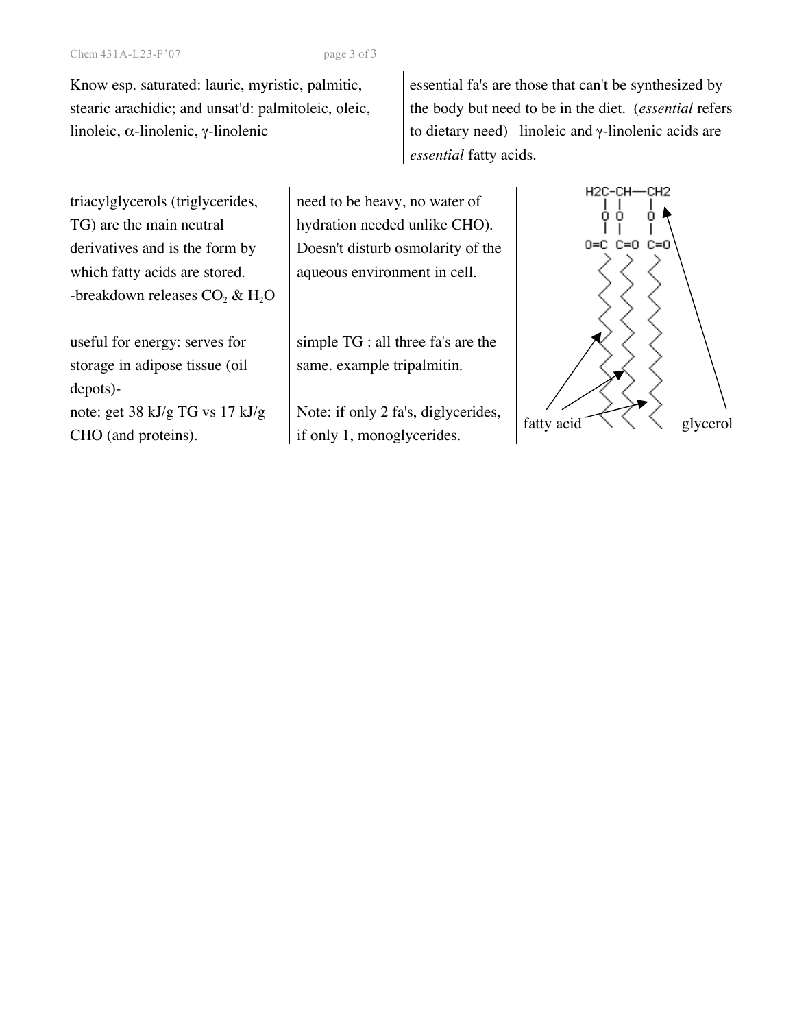Know esp. saturated: lauric, myristic, palmitic, stearic arachidic; and unsat'd: palmitoleic, oleic, linoleic, α-linolenic, γ-linolenic

essential fa's are those that can't be synthesized by the body but need to be in the diet. (*essential* refers to dietary need) linoleic and γ-linolenic acids are *essential* fatty acids.

triacylglycerols (triglycerides, TG) are the main neutral derivatives and is the form by which fatty acids are stored.
-breakdown releases $CO_2$ & $H_2O$

useful for energy: serves for storage in adipose tissue (oil depots)-
note: get 38 kJ/g TG vs 17 kJ/g CHO (and proteins).

need to be heavy, no water of hydration needed unlike CHO). Doesn't disturb osmolarity of the aqueous environment in cell.

simple TG : all three fa's are the same. example tripalmitin.

Note: if only 2 fa's, diglycerides, if only 1, monoglycerides.

H2C-CH—CH2

O=C C=O C=O

fatty acid

glycerol